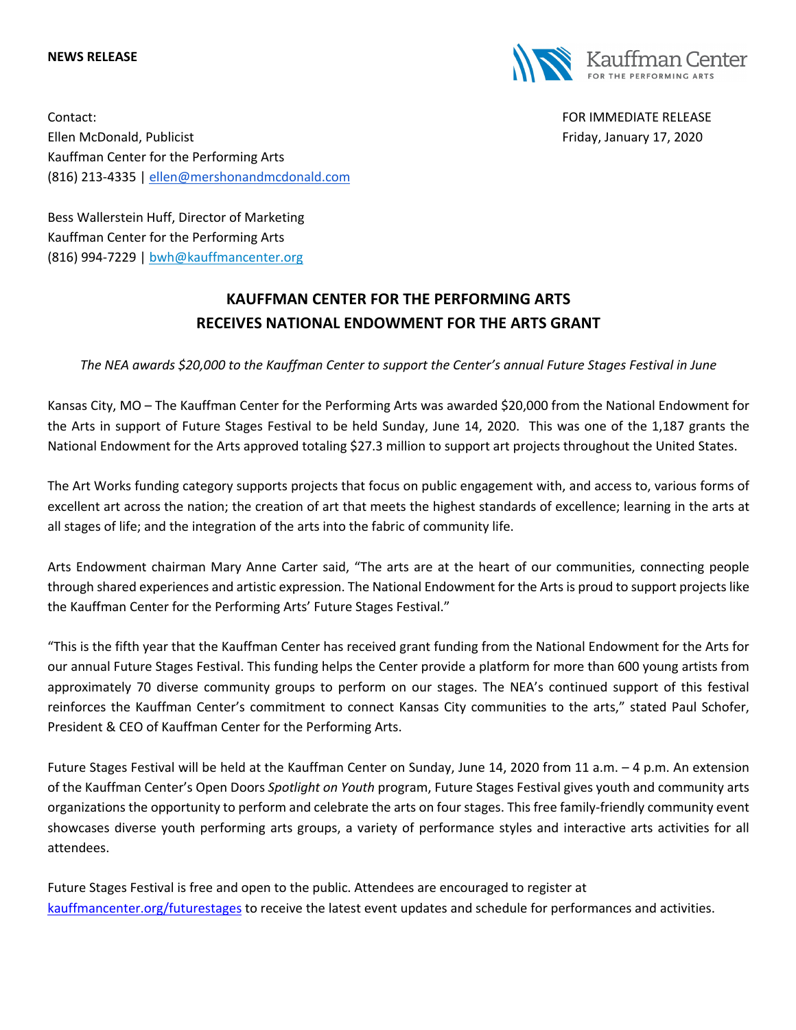**NEWS RELEASE**

Kauffman Center
FOR THE PERFORMING ARTS

Contact:
Ellen McDonald, Publicist
Kauffman Center for the Performing Arts
(816) 213-4335 | ellen@mershonandmcdonald.com

FOR IMMEDIATE RELEASE
Friday, January 17, 2020

Bess Wallerstein Huff, Director of Marketing
Kauffman Center for the Performing Arts
(816) 994-7229 | bwh@kauffmancenter.org

# KAUFFMAN CENTER FOR THE PERFORMING ARTS RECEIVES NATIONAL ENDOWMENT FOR THE ARTS GRANT

*The NEA awards $20,000 to the Kauffman Center to support the Center's annual Future Stages Festival in June*

Kansas City, MO – The Kauffman Center for the Performing Arts was awarded $20,000 from the National Endowment for the Arts in support of Future Stages Festival to be held Sunday, June 14, 2020. This was one of the 1,187 grants the National Endowment for the Arts approved totaling $27.3 million to support art projects throughout the United States.

The Art Works funding category supports projects that focus on public engagement with, and access to, various forms of excellent art across the nation; the creation of art that meets the highest standards of excellence; learning in the arts at all stages of life; and the integration of the arts into the fabric of community life.

Arts Endowment chairman Mary Anne Carter said, "The arts are at the heart of our communities, connecting people through shared experiences and artistic expression. The National Endowment for the Arts is proud to support projects like the Kauffman Center for the Performing Arts' Future Stages Festival."

"This is the fifth year that the Kauffman Center has received grant funding from the National Endowment for the Arts for our annual Future Stages Festival. This funding helps the Center provide a platform for more than 600 young artists from approximately 70 diverse community groups to perform on our stages. The NEA's continued support of this festival reinforces the Kauffman Center's commitment to connect Kansas City communities to the arts," stated Paul Schofer, President & CEO of Kauffman Center for the Performing Arts.

Future Stages Festival will be held at the Kauffman Center on Sunday, June 14, 2020 from 11 a.m. – 4 p.m. An extension of the Kauffman Center's Open Doors *Spotlight on Youth* program, Future Stages Festival gives youth and community arts organizations the opportunity to perform and celebrate the arts on four stages. This free family-friendly community event showcases diverse youth performing arts groups, a variety of performance styles and interactive arts activities for all attendees.

Future Stages Festival is free and open to the public. Attendees are encouraged to register at kauffmancenter.org/futurestages to receive the latest event updates and schedule for performances and activities.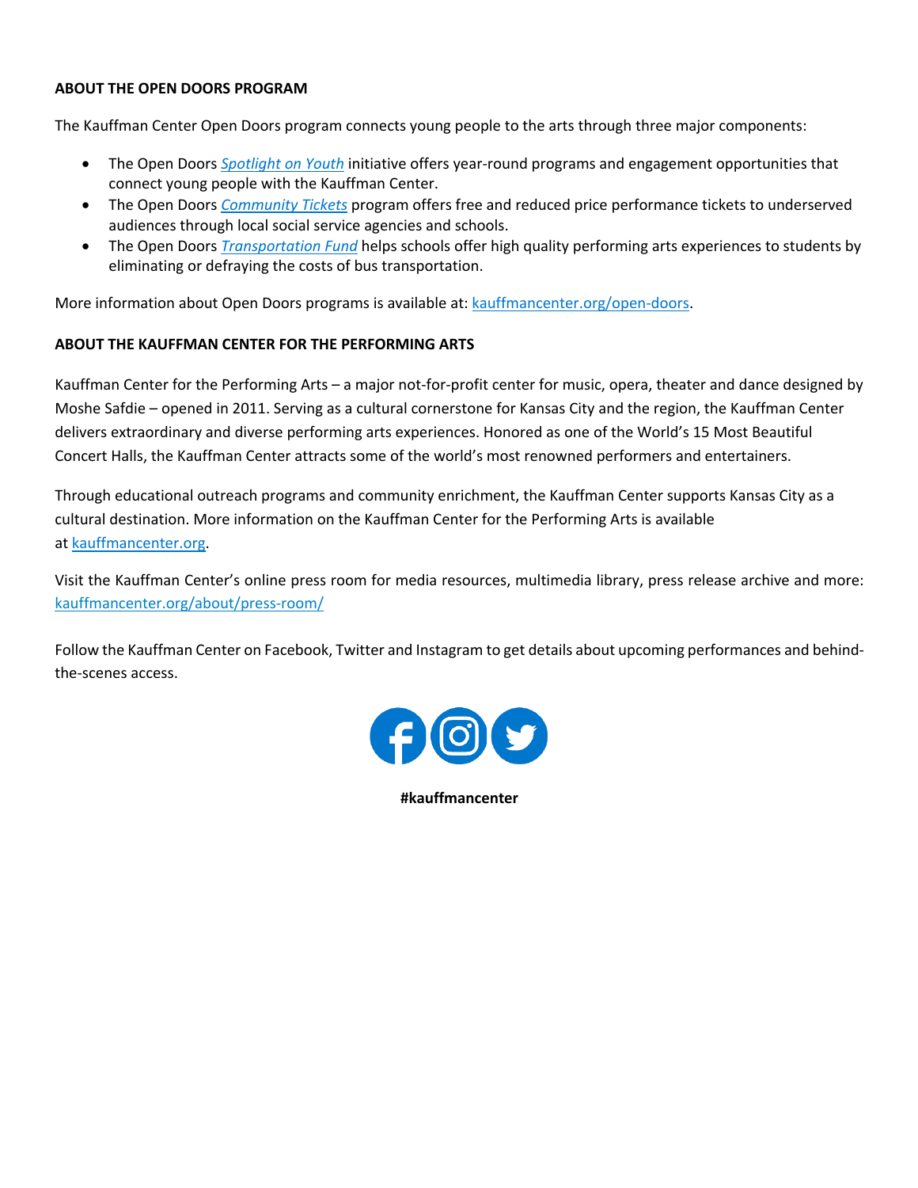**ABOUT THE OPEN DOORS PROGRAM**

The Kauffman Center Open Doors program connects young people to the arts through three major components:

- The Open Doors *Spotlight on Youth* initiative offers year-round programs and engagement opportunities that connect young people with the Kauffman Center.
- The Open Doors *Community Tickets* program offers free and reduced price performance tickets to underserved audiences through local social service agencies and schools.
- The Open Doors *Transportation Fund* helps schools offer high quality performing arts experiences to students by eliminating or defraying the costs of bus transportation.

More information about Open Doors programs is available at: kauffmancenter.org/open-doors.

**ABOUT THE KAUFFMAN CENTER FOR THE PERFORMING ARTS**

Kauffman Center for the Performing Arts – a major not-for-profit center for music, opera, theater and dance designed by Moshe Safdie – opened in 2011. Serving as a cultural cornerstone for Kansas City and the region, the Kauffman Center delivers extraordinary and diverse performing arts experiences. Honored as one of the World's 15 Most Beautiful Concert Halls, the Kauffman Center attracts some of the world's most renowned performers and entertainers.

Through educational outreach programs and community enrichment, the Kauffman Center supports Kansas City as a cultural destination. More information on the Kauffman Center for the Performing Arts is available at kauffmancenter.org.

Visit the Kauffman Center's online press room for media resources, multimedia library, press release archive and more: kauffmancenter.org/about/press-room/

Follow the Kauffman Center on Facebook, Twitter and Instagram to get details about upcoming performances and behind-the-scenes access.

**#kauffmancenter**